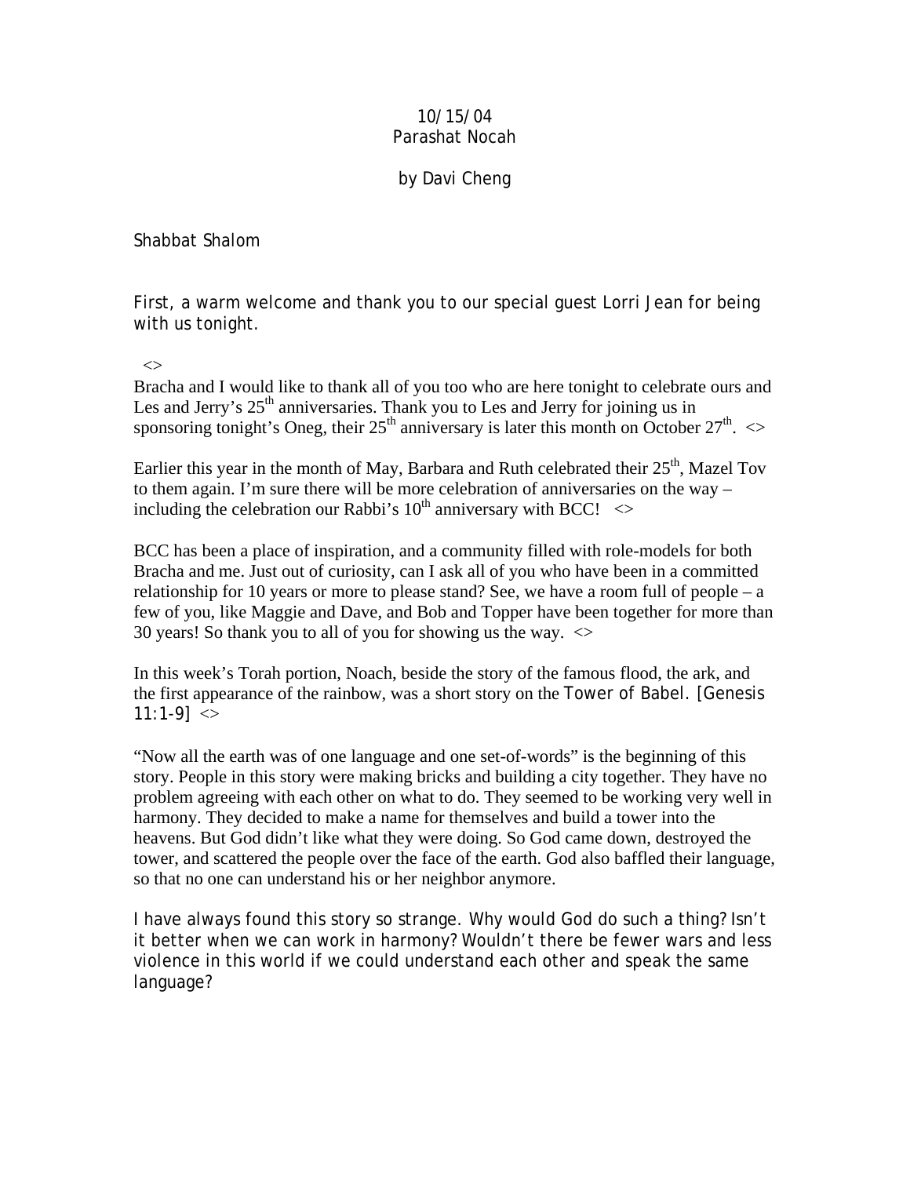10/15/04
Parashat Nocah

by Davi Cheng

Shabbat Shalom

First, a warm welcome and thank you to our special guest Lorri Jean for being with us tonight.

<>

Bracha and I would like to thank all of you too who are here tonight to celebrate ours and Les and Jerry's 25th anniversaries. Thank you to Les and Jerry for joining us in sponsoring tonight's Oneg, their 25th anniversary is later this month on October 27th. <>

Earlier this year in the month of May, Barbara and Ruth celebrated their 25th, Mazel Tov to them again. I'm sure there will be more celebration of anniversaries on the way – including the celebration our Rabbi's 10th anniversary with BCC! <>

BCC has been a place of inspiration, and a community filled with role-models for both Bracha and me. Just out of curiosity, can I ask all of you who have been in a committed relationship for 10 years or more to please stand? See, we have a room full of people – a few of you, like Maggie and Dave, and Bob and Topper have been together for more than 30 years! So thank you to all of you for showing us the way. <>

In this week's Torah portion, Noach, beside the story of the famous flood, the ark, and the first appearance of the rainbow, was a short story on the Tower of Babel. [Genesis 11:1-9] <>

"Now all the earth was of one language and one set-of-words" is the beginning of this story. People in this story were making bricks and building a city together. They have no problem agreeing with each other on what to do. They seemed to be working very well in harmony. They decided to make a name for themselves and build a tower into the heavens. But God didn't like what they were doing. So God came down, destroyed the tower, and scattered the people over the face of the earth. God also baffled their language, so that no one can understand his or her neighbor anymore.

I have always found this story so strange. Why would God do such a thing? Isn't it better when we can work in harmony? Wouldn't there be fewer wars and less violence in this world if we could understand each other and speak the same language?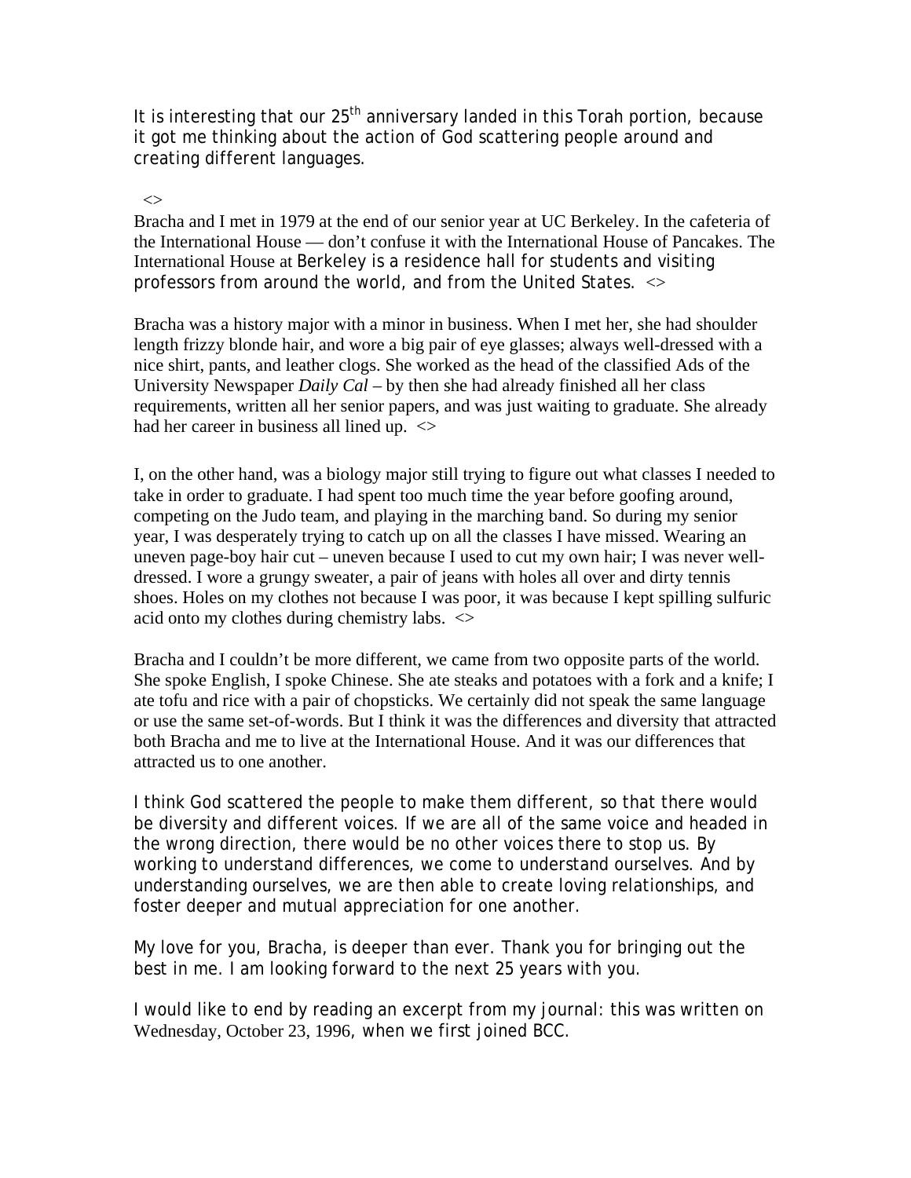It is interesting that our 25th anniversary landed in this Torah portion, because it got me thinking about the action of God scattering people around and creating different languages.

<>

Bracha and I met in 1979 at the end of our senior year at UC Berkeley. In the cafeteria of the International House — don't confuse it with the International House of Pancakes. The International House at Berkeley is a residence hall for students and visiting professors from around the world, and from the United States. <>

Bracha was a history major with a minor in business. When I met her, she had shoulder length frizzy blonde hair, and wore a big pair of eye glasses; always well-dressed with a nice shirt, pants, and leather clogs. She worked as the head of the classified Ads of the University Newspaper *Daily Cal* – by then she had already finished all her class requirements, written all her senior papers, and was just waiting to graduate. She already had her career in business all lined up. <>

I, on the other hand, was a biology major still trying to figure out what classes I needed to take in order to graduate. I had spent too much time the year before goofing around, competing on the Judo team, and playing in the marching band. So during my senior year, I was desperately trying to catch up on all the classes I have missed. Wearing an uneven page-boy hair cut – uneven because I used to cut my own hair; I was never well-dressed. I wore a grungy sweater, a pair of jeans with holes all over and dirty tennis shoes. Holes on my clothes not because I was poor, it was because I kept spilling sulfuric acid onto my clothes during chemistry labs. <>

Bracha and I couldn't be more different, we came from two opposite parts of the world. She spoke English, I spoke Chinese. She ate steaks and potatoes with a fork and a knife; I ate tofu and rice with a pair of chopsticks. We certainly did not speak the same language or use the same set-of-words. But I think it was the differences and diversity that attracted both Bracha and me to live at the International House. And it was our differences that attracted us to one another.

I think God scattered the people to make them different, so that there would be diversity and different voices. If we are all of the same voice and headed in the wrong direction, there would be no other voices there to stop us. By working to understand differences, we come to understand ourselves. And by understanding ourselves, we are then able to create loving relationships, and foster deeper and mutual appreciation for one another.

My love for you, Bracha, is deeper than ever. Thank you for bringing out the best in me. I am looking forward to the next 25 years with you.

I would like to end by reading an excerpt from my journal: this was written on Wednesday, October 23, 1996, when we first joined BCC.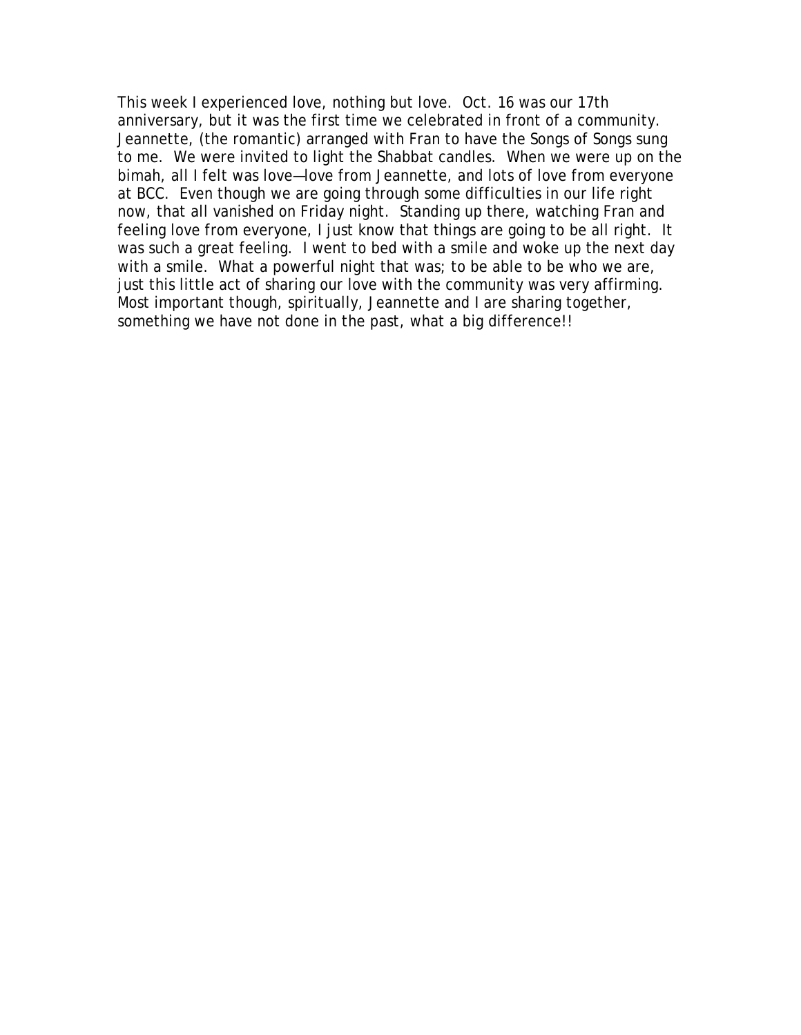This week I experienced love, nothing but love. Oct. 16 was our 17th anniversary, but it was the first time we celebrated in front of a community. Jeannette, (the romantic) arranged with Fran to have the Songs of Songs sung to me. We were invited to light the Shabbat candles. When we were up on the bimah, all I felt was love—love from Jeannette, and lots of love from everyone at BCC. Even though we are going through some difficulties in our life right now, that all vanished on Friday night. Standing up there, watching Fran and feeling love from everyone, I just know that things are going to be all right. It was such a great feeling. I went to bed with a smile and woke up the next day with a smile. What a powerful night that was; to be able to be who we are, just this little act of sharing our love with the community was very affirming. Most important though, spiritually, Jeannette and I are sharing together, something we have not done in the past, what a big difference!!